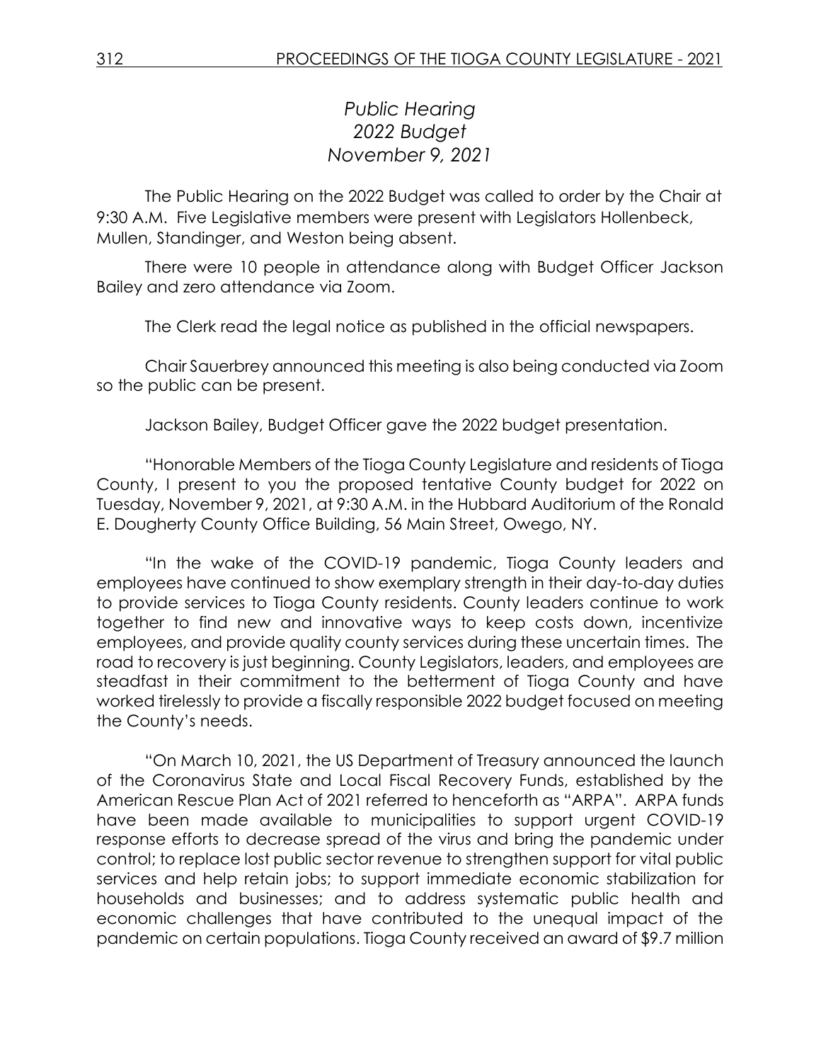*Public Hearing*
*2022 Budget*
*November 9, 2021*

The Public Hearing on the 2022 Budget was called to order by the Chair at 9:30 A.M. Five Legislative members were present with Legislators Hollenbeck, Mullen, Standinger, and Weston being absent.

There were 10 people in attendance along with Budget Officer Jackson Bailey and zero attendance via Zoom.

The Clerk read the legal notice as published in the official newspapers.

Chair Sauerbrey announced this meeting is also being conducted via Zoom so the public can be present.

Jackson Bailey, Budget Officer gave the 2022 budget presentation.

"Honorable Members of the Tioga County Legislature and residents of Tioga County, I present to you the proposed tentative County budget for 2022 on Tuesday, November 9, 2021, at 9:30 A.M. in the Hubbard Auditorium of the Ronald E. Dougherty County Office Building, 56 Main Street, Owego, NY.

"In the wake of the COVID-19 pandemic, Tioga County leaders and employees have continued to show exemplary strength in their day-to-day duties to provide services to Tioga County residents. County leaders continue to work together to find new and innovative ways to keep costs down, incentivize employees, and provide quality county services during these uncertain times. The road to recovery is just beginning. County Legislators, leaders, and employees are steadfast in their commitment to the betterment of Tioga County and have worked tirelessly to provide a fiscally responsible 2022 budget focused on meeting the County's needs.

"On March 10, 2021, the US Department of Treasury announced the launch of the Coronavirus State and Local Fiscal Recovery Funds, established by the American Rescue Plan Act of 2021 referred to henceforth as "ARPA". ARPA funds have been made available to municipalities to support urgent COVID-19 response efforts to decrease spread of the virus and bring the pandemic under control; to replace lost public sector revenue to strengthen support for vital public services and help retain jobs; to support immediate economic stabilization for households and businesses; and to address systematic public health and economic challenges that have contributed to the unequal impact of the pandemic on certain populations. Tioga County received an award of $9.7 million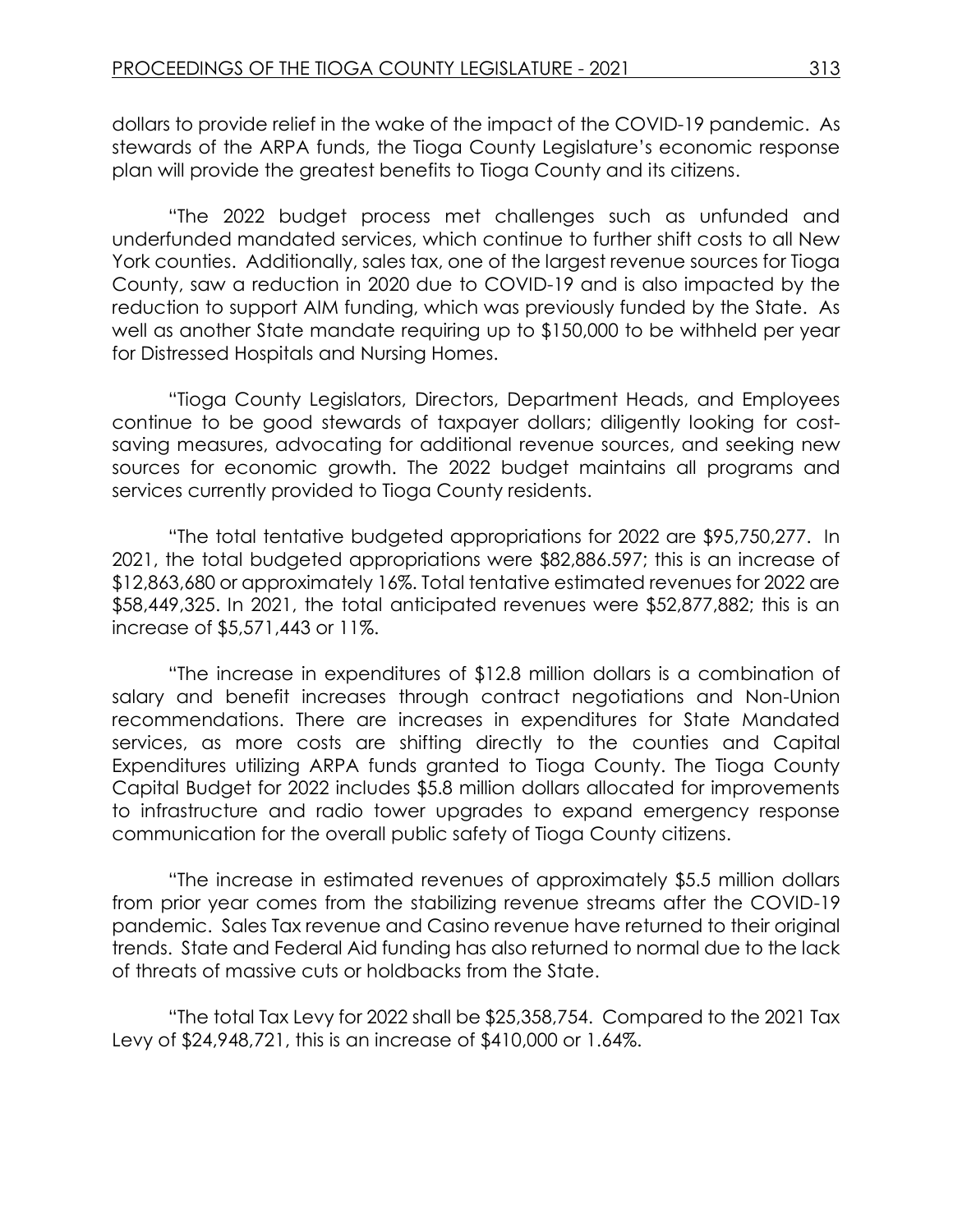dollars to provide relief in the wake of the impact of the COVID-19 pandemic. As stewards of the ARPA funds, the Tioga County Legislature's economic response plan will provide the greatest benefits to Tioga County and its citizens.

"The 2022 budget process met challenges such as unfunded and underfunded mandated services, which continue to further shift costs to all New York counties. Additionally, sales tax, one of the largest revenue sources for Tioga County, saw a reduction in 2020 due to COVID-19 and is also impacted by the reduction to support AIM funding, which was previously funded by the State. As well as another State mandate requiring up to $150,000 to be withheld per year for Distressed Hospitals and Nursing Homes.

"Tioga County Legislators, Directors, Department Heads, and Employees continue to be good stewards of taxpayer dollars; diligently looking for cost-saving measures, advocating for additional revenue sources, and seeking new sources for economic growth. The 2022 budget maintains all programs and services currently provided to Tioga County residents.

"The total tentative budgeted appropriations for 2022 are $95,750,277. In 2021, the total budgeted appropriations were $82,886.597; this is an increase of $12,863,680 or approximately 16%. Total tentative estimated revenues for 2022 are $58,449,325. In 2021, the total anticipated revenues were $52,877,882; this is an increase of $5,571,443 or 11%.

"The increase in expenditures of $12.8 million dollars is a combination of salary and benefit increases through contract negotiations and Non-Union recommendations. There are increases in expenditures for State Mandated services, as more costs are shifting directly to the counties and Capital Expenditures utilizing ARPA funds granted to Tioga County. The Tioga County Capital Budget for 2022 includes $5.8 million dollars allocated for improvements to infrastructure and radio tower upgrades to expand emergency response communication for the overall public safety of Tioga County citizens.

"The increase in estimated revenues of approximately $5.5 million dollars from prior year comes from the stabilizing revenue streams after the COVID-19 pandemic. Sales Tax revenue and Casino revenue have returned to their original trends. State and Federal Aid funding has also returned to normal due to the lack of threats of massive cuts or holdbacks from the State.

"The total Tax Levy for 2022 shall be $25,358,754. Compared to the 2021 Tax Levy of $24,948,721, this is an increase of $410,000 or 1.64%.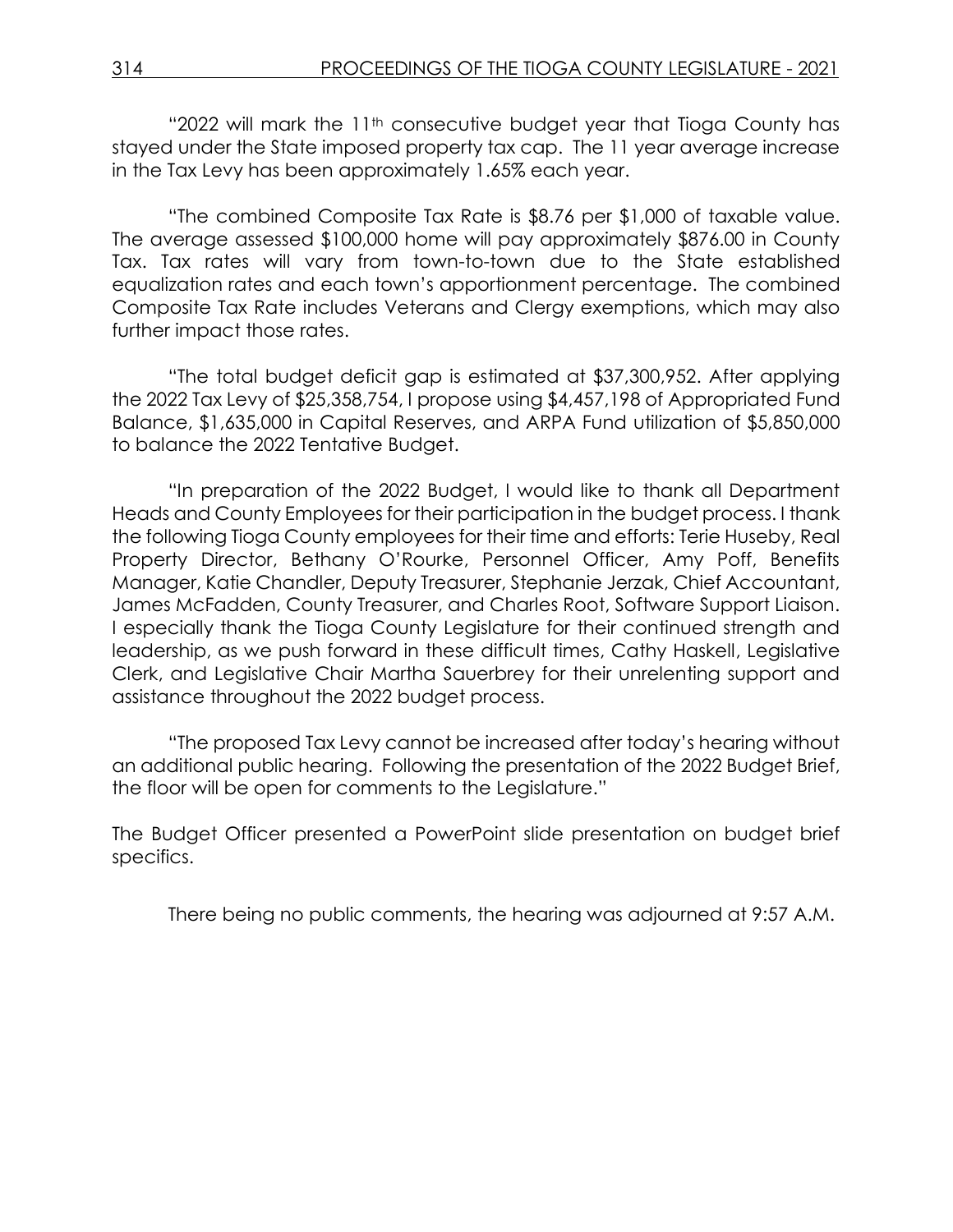"2022 will mark the 11th consecutive budget year that Tioga County has stayed under the State imposed property tax cap. The 11 year average increase in the Tax Levy has been approximately 1.65% each year.

"The combined Composite Tax Rate is $8.76 per $1,000 of taxable value. The average assessed $100,000 home will pay approximately $876.00 in County Tax. Tax rates will vary from town-to-town due to the State established equalization rates and each town's apportionment percentage. The combined Composite Tax Rate includes Veterans and Clergy exemptions, which may also further impact those rates.

"The total budget deficit gap is estimated at $37,300,952. After applying the 2022 Tax Levy of $25,358,754, I propose using $4,457,198 of Appropriated Fund Balance, $1,635,000 in Capital Reserves, and ARPA Fund utilization of $5,850,000 to balance the 2022 Tentative Budget.

"In preparation of the 2022 Budget, I would like to thank all Department Heads and County Employees for their participation in the budget process. I thank the following Tioga County employees for their time and efforts: Terie Huseby, Real Property Director, Bethany O'Rourke, Personnel Officer, Amy Poff, Benefits Manager, Katie Chandler, Deputy Treasurer, Stephanie Jerzak, Chief Accountant, James McFadden, County Treasurer, and Charles Root, Software Support Liaison. I especially thank the Tioga County Legislature for their continued strength and leadership, as we push forward in these difficult times, Cathy Haskell, Legislative Clerk, and Legislative Chair Martha Sauerbrey for their unrelenting support and assistance throughout the 2022 budget process.

"The proposed Tax Levy cannot be increased after today's hearing without an additional public hearing. Following the presentation of the 2022 Budget Brief, the floor will be open for comments to the Legislature."

The Budget Officer presented a PowerPoint slide presentation on budget brief specifics.

There being no public comments, the hearing was adjourned at 9:57 A.M.